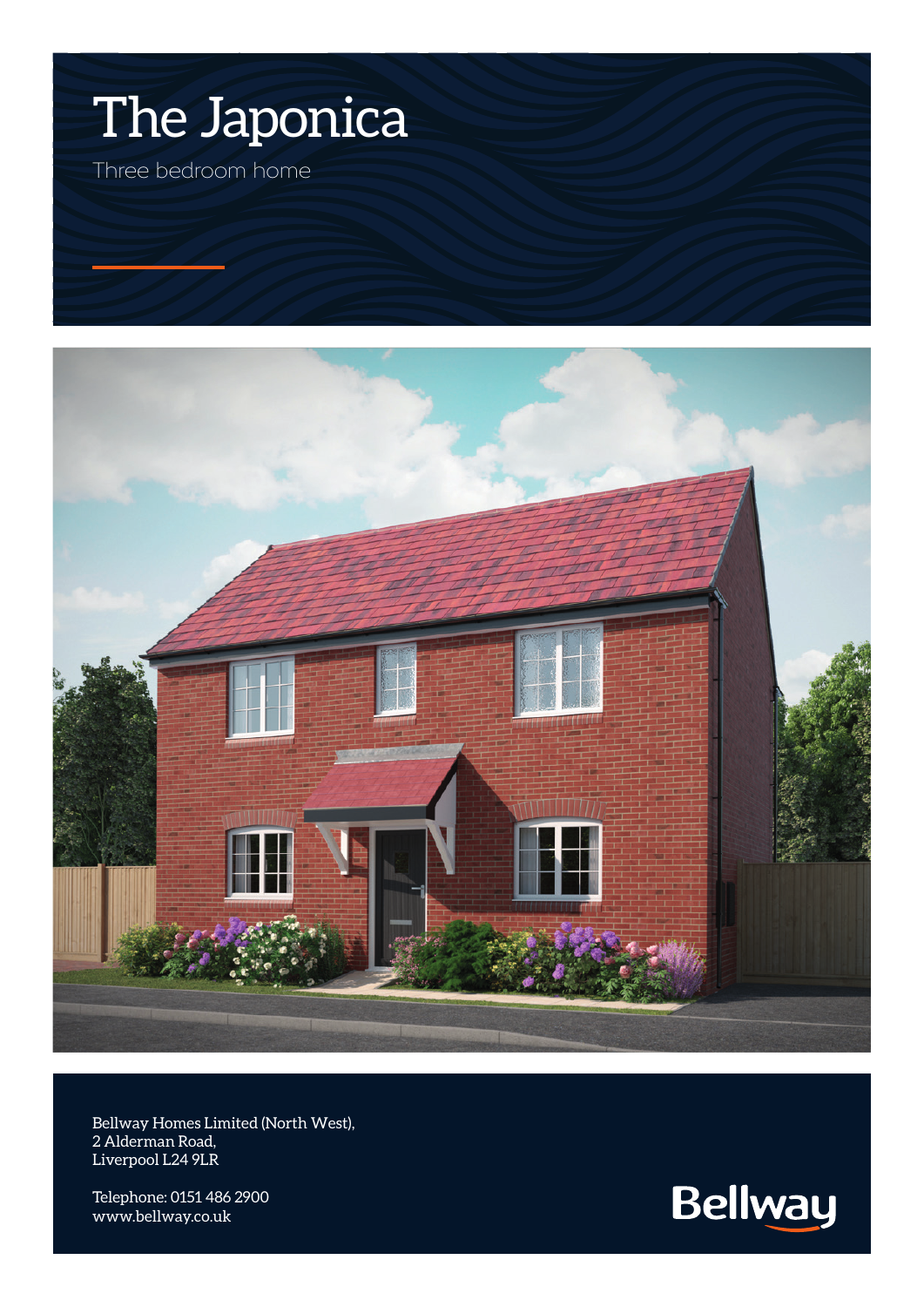# The Japonica

Three bedroom home

Bellway Homes Limited (North West),
2 Alderman Road,
Liverpool L24 9LR

Telephone: 0151 486 2900
www.bellway.co.uk

Bellway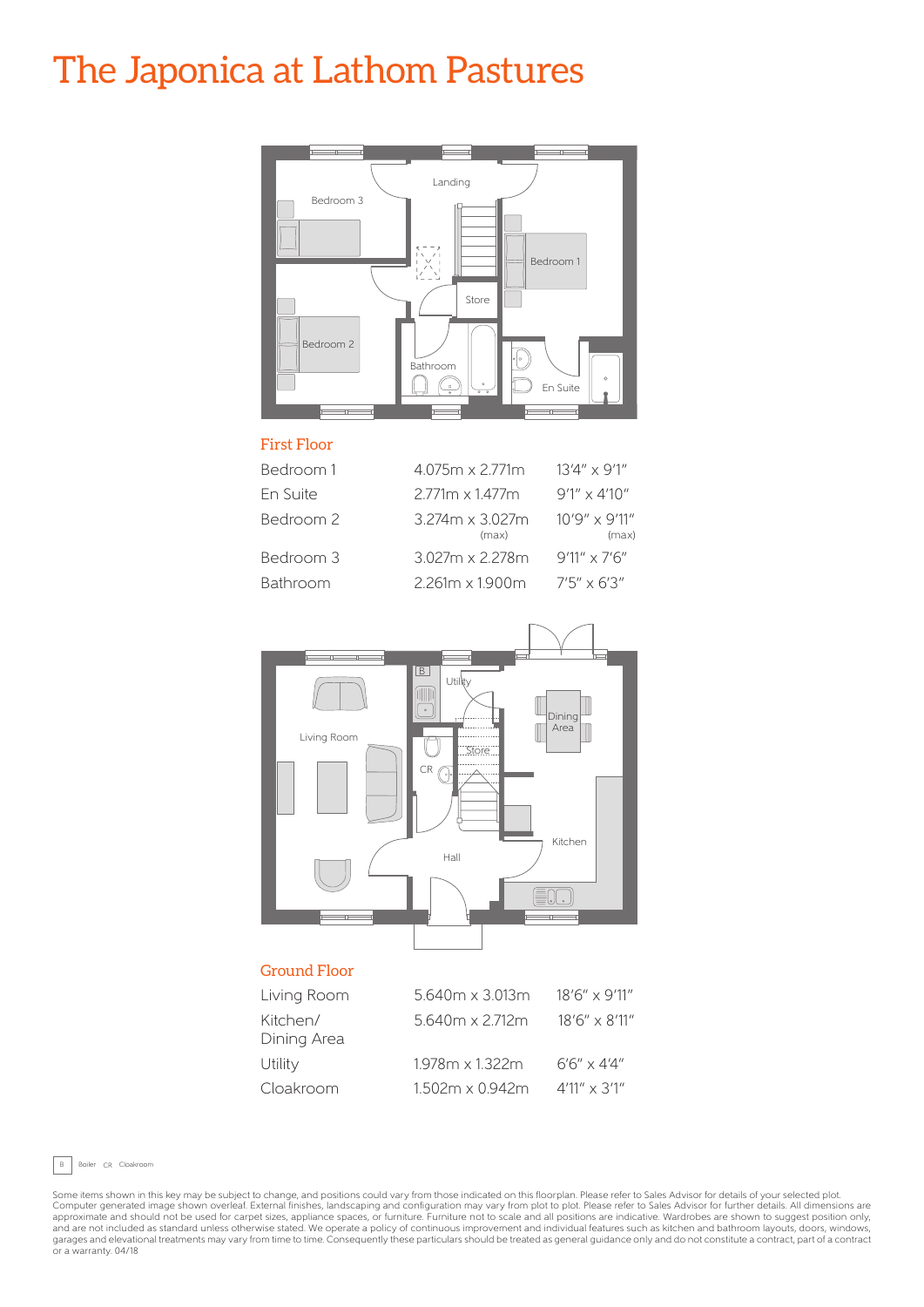# The Japonica at Lathom Pastures

Landing

Bedroom 3

Bedroom 1

Store

Bedroom 2

Bathroom

En Suite

## First Floor

| | | |
|---|---|---|
| Bedroom 1 | 4.075m x 2.771m | 13'4" x 9'1" |
| En Suite | 2.771m x 1.477m | 9'1" x 4'10" |
| Bedroom 2 | 3.274m x 3.027m (max) | 10'9" x 9'11" (max) |
| Bedroom 3 | 3.027m x 2.278m | 9'11" x 7'6" |
| Bathroom | 2.261m x 1.900m | 7'5" x 6'3" |

B

Utility

Dining Area

Living Room

Store

CR

Kitchen

Hall

## Ground Floor

| | | |
|---|---|---|
| Living Room | 5.640m x 3.013m | 18'6" x 9'11" |
| Kitchen/ Dining Area | 5.640m x 2.712m | 18'6" x 8'11" |
| Utility | 1.978m x 1.322m | 6'6" x 4'4" |
| Cloakroom | 1.502m x 0.942m | 4'11" x 3'1" |

B Boiler CR Cloakroom

Some items shown in this key may be subject to change, and positions could vary from those indicated on this floorplan. Please refer to Sales Advisor for details of your selected plot. Computer generated image shown overleaf. External finishes, landscaping and configuration may vary from plot to plot. Please refer to Sales Advisor for further details. All dimensions are approximate and should not be used for carpet sizes, appliance spaces, or furniture. Furniture not to scale and all positions are indicative. Wardrobes are shown to suggest position only, and are not included as standard unless otherwise stated. We operate a policy of continuous improvement and individual features such as kitchen and bathroom layouts, doors, windows, garages and elevational treatments may vary from time to time. Consequently these particulars should be treated as general guidance only and do not constitute a contract, part of a contract or a warranty. 04/18